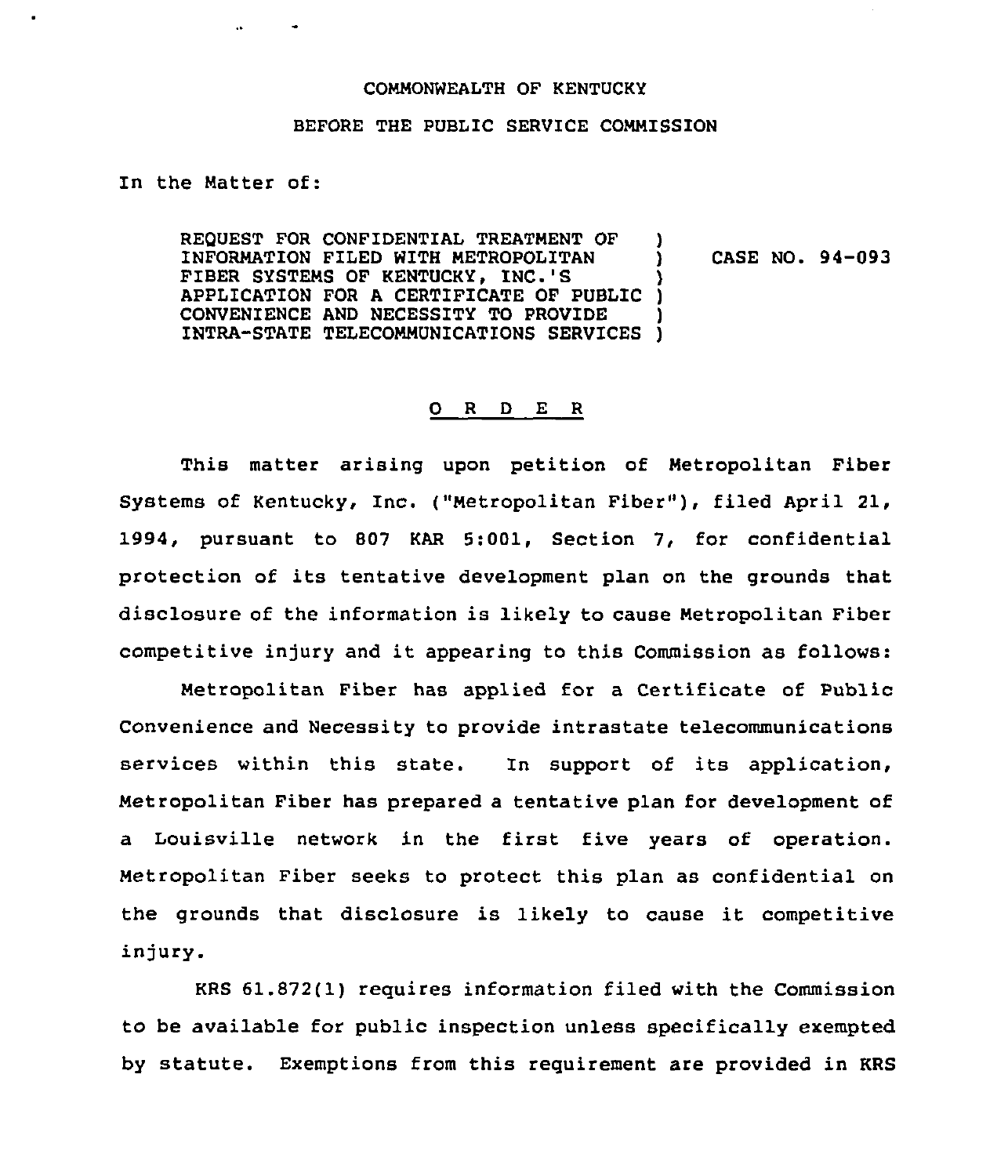COMMONWEALTH OF KENTUCKY

BEFORE THE PUBLIC SERVICE COMMISSION

In the Matter of:

REQUEST FOR CONFIDENTIAL TREATMENT OF INFORMATION FILED WITH METROPOLITAN FIBER SYSTEMS OF KENTUCKY, INC.'S APPLICATION FOR A CERTIFICATE OF PUBLIC CONVENIENCE AND NECESSITY TO PROVIDE INTRA-STATE TELECOMMUNICATIONS SERVICES ) CASE NO. 94-093

# O R D E R

This matter arising upon petition of Metropolitan Fiber Systems of Kentucky, Inc. ("Metropolitan Fiber"), filed April 21, 1994, pursuant to 807 KAR 5:001, Section 7, for confidential protection of its tentative development plan on the grounds that disclosure of the information is likely to cause Metropolitan Fiber competitive injury and it appearing to this Commission as follows:

Metropolitan Fiber has applied for a Certificate of Public Convenience and Necessity to provide intrastate telecommunications services within this state. In support of its application, Metropolitan Fiber has prepared a tentative plan for development of a Louisville network in the first five years of operation. Metropolitan Fiber seeks to protect this plan as confidential on the grounds that disclosure is likely to cause it competitive injury.

KRS 61.872(1) requires information filed with the Commission to be available for public inspection unless specifically exempted by statute. Exemptions from this requirement are provided in KRS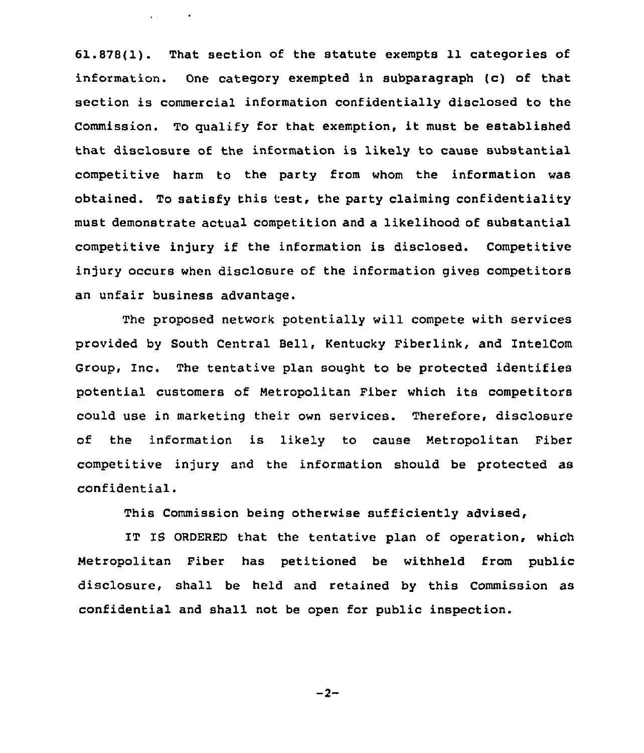61.878(1). That section of the statute exempts 11 categories of information. One category exempted in subparagraph (c) of that section is commercial information confidentially disclosed to the Commission. To qualify for that exemption, it must be established that disclosure of the information is likely to cause substantial competitive harm to the party from whom the information was obtained. To satisfy this test, the party claiming confidentiality must demonstrate actual competition and a likelihood of substantial competitive injury if the information is disclosed. Competitive injury occurs when disclosure of the information gives competitors an unfair business advantage.

The proposed network potentially will compete with services provided by South Central Bell, Kentucky Fiberlink, and IntelCom Group, Inc. The tentative plan sought to be protected identifies potential customers of Metropolitan Fiber which its competitors could use in marketing their own services. Therefore, disclosure of the information is likely to cause Metropolitan Fiber competitive injury and the information should be protected as confidential.

This Commission being otherwise sufficiently advised,

IT IS ORDERED that the tentative plan of operation, which Metropolitan Fiber has petitioned be withheld from public disclosure, shall be held and retained by this Commission as confidential and shall not be open for public inspection.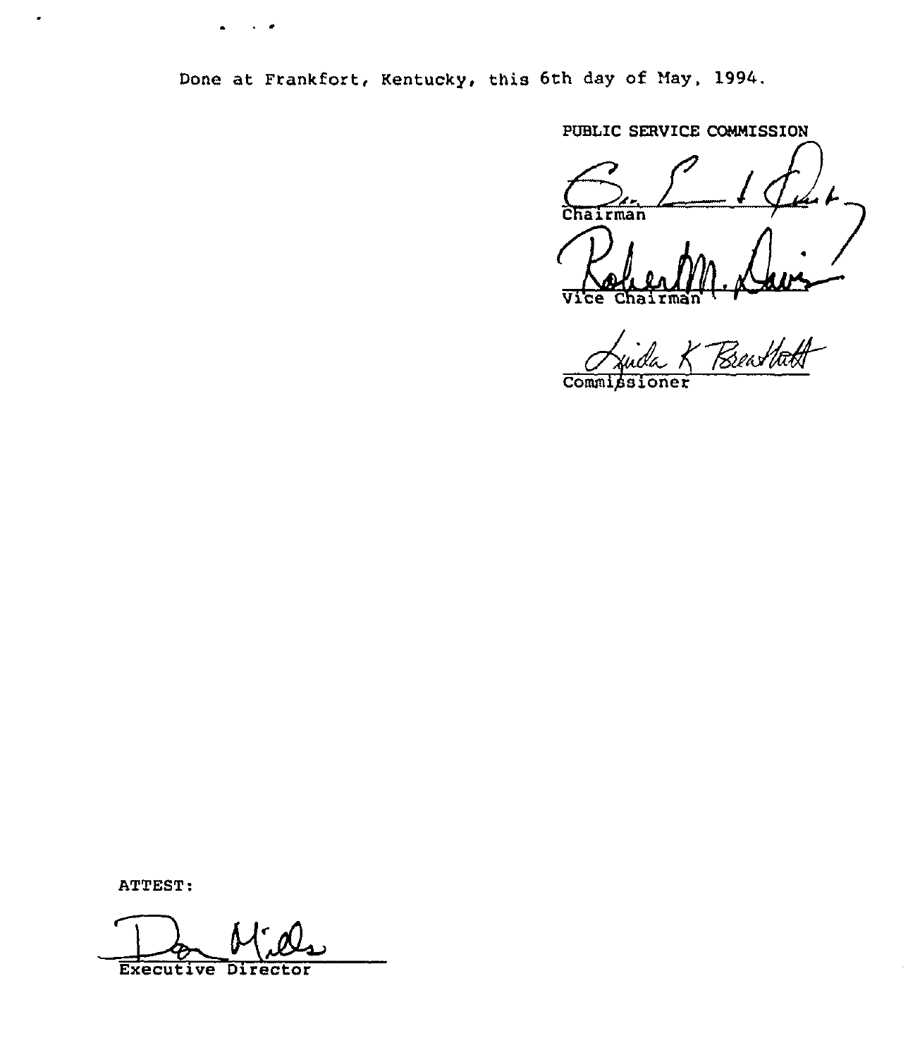Done at Frankfort, Kentucky, this 6th day of May, 1994.

PUBLIC SERVICE COMMISSION

Chairman

Vice Chairman

Commissioner

ATTEST:

Executive Director